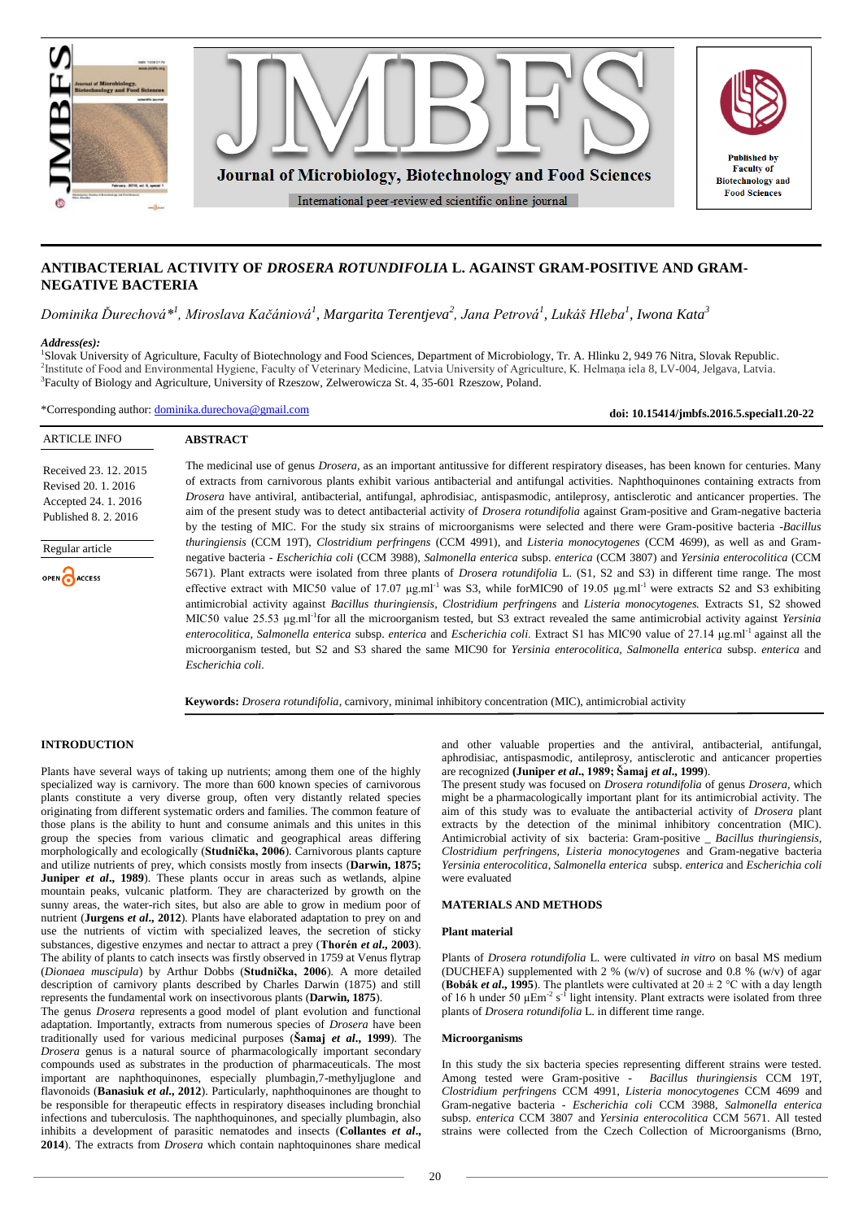# ANTIBACTERIAL ACTIVITY OF *DROSERA ROTUNDIFOLIA* L. AGAINST GRAM-POSITIVE AND GRAM-NEGATIVE BACTERIA

*Dominika Ďurechová*[*1], Miroslava Kačániová[1], Margarita Terentjeva[2], Jana Petrová[1], Lukáš Hleba[1], Iwona Kata[3]*

***Address(es):***
[1]Slovak University of Agriculture, Faculty of Biotechnology and Food Sciences, Department of Microbiology, Tr. A. Hlinku 2, 949 76 Nitra, Slovak Republic.
[2]Institute of Food and Environmental Hygiene, Faculty of Veterinary Medicine, Latvia University of Agriculture, K. Helmaņa iela 8, LV-004, Jelgava, Latvia.
[3]Faculty of Biology and Agriculture, University of Rzeszow, Zelwerowicza St. 4, 35-601 Rzeszow, Poland.

*Corresponding author: dominika.durechova@gmail.com

**doi: 10.15414/jmbfs.2016.5.special1.20-22**

ARTICLE INFO

Received 23. 12. 2015
Revised 20. 1. 2016
Accepted 24. 1. 2016
Published 8. 2. 2016

Regular article

OPEN ACCESS

## ABSTRACT

The medicinal use of genus *Drosera*, as an important antitussive for different respiratory diseases, has been known for centuries. Many of extracts from carnivorous plants exhibit various antibacterial and antifungal activities. Naphthoquinones containing extracts from *Drosera* have antiviral, antibacterial, antifungal, aphrodisiac, antispasmodic, antileprosy, antisclerotic and anticancer properties. The aim of the present study was to detect antibacterial activity of *Drosera rotundifolia* against Gram-positive and Gram-negative bacteria by the testing of MIC. For the study six strains of microorganisms were selected and there were Gram-positive bacteria -*Bacillus thuringiensis* (CCM 19T), *Clostridium perfringens* (CCM 4991), and *Listeria monocytogenes* (CCM 4699), as well as and Gram-negative bacteria - *Escherichia coli* (CCM 3988), *Salmonella enterica* subsp. *enterica* (CCM 3807) and *Yersinia enterocolitica* (CCM 5671). Plant extracts were isolated from three plants of *Drosera rotundifolia* L. (S1, S2 and S3) in different time range. The most effective extract with MIC50 value of 17.07 $\mu g.ml^{-1}$ was S3, while forMIC90 of 19.05 $\mu g.ml^{-1}$ were extracts S2 and S3 exhibiting antimicrobial activity against *Bacillus thuringiensis*, *Clostridium perfringens* and *Listeria monocytogenes.* Extracts S1, S2 showed MIC50 value 25.53 $\mu g.ml^{-1}$for all the microorganism tested, but S3 extract revealed the same antimicrobial activity against *Yersinia enterocolitica*, *Salmonella enterica* subsp. *enterica* and *Escherichia coli.* Extract S1 has MIC90 value of 27.14 $\mu g.ml^{-1}$ against all the microorganism tested, but S2 and S3 shared the same MIC90 for *Yersinia enterocolitica*, *Salmonella enterica* subsp. *enterica* and *Escherichia coli.*

**Keywords:** *Drosera rotundifolia*, carnivory, minimal inhibitory concentration (MIC), antimicrobial activity

## INTRODUCTION

Plants have several ways of taking up nutrients; among them one of the highly specialized way is carnivory. The more than 600 known species of carnivorous plants constitute a very diverse group, often very distantly related species originating from different systematic orders and families. The common feature of those plans is the ability to hunt and consume animals and this unites in this group the species from various climatic and geographical areas differing morphologically and ecologically (**Studnička, 2006**). Carnivorous plants capture and utilize nutrients of prey, which consists mostly from insects (**Darwin, 1875; Juniper *et al*., 1989**). These plants occur in areas such as wetlands, alpine mountain peaks, vulcanic platform. They are characterized by growth on the sunny areas, the water-rich sites, but also are able to grow in medium poor of nutrient (**Jurgens *et al*., 2012**). Plants have elaborated adaptation to prey on and use the nutrients of victim with specialized leaves, the secretion of sticky substances, digestive enzymes and nectar to attract a prey (**Thorén *et al*., 2003**). The ability of plants to catch insects was firstly observed in 1759 at Venus flytrap (*Dionaea muscipula*) by Arthur Dobbs (**Studnička, 2006**). A more detailed description of carnivory plants described by Charles Darwin (1875) and still represents the fundamental work on insectivorous plants (**Darwin, 1875**).

The genus *Drosera* represents a good model of plant evolution and functional adaptation. Importantly, extracts from numerous species of *Drosera* have been traditionally used for various medicinal purposes (**Šamaj *et al*., 1999**). The *Drosera* genus is a natural source of pharmacologically important secondary compounds used as substrates in the production of pharmaceuticals. The most important are naphthoquinones, especially plumbagin,7-methyljuglone and flavonoids (**Banasiuk *et al*., 2012**). Particularly, naphthoquinones are thought to be responsible for therapeutic effects in respiratory diseases including bronchial infections and tuberculosis. The naphthoquinones, and specially plumbagin, also inhibits a development of parasitic nematodes and insects (**Collantes *et al*., 2014**). The extracts from *Drosera* which contain naphtoquinones share medical and other valuable properties and the antiviral, antibacterial, antifungal, aphrodisiac, antispasmodic, antileprosy, antisclerotic and anticancer properties are recognized (**Juniper *et al*., 1989; Šamaj *et al*., 1999**).

The present study was focused on *Drosera rotundifolia* of genus *Drosera*, which might be a pharmacologically important plant for its antimicrobial activity. The aim of this study was to evaluate the antibacterial activity of *Drosera* plant extracts by the detection of the minimal inhibitory concentration (MIC). Antimicrobial activity of six bacteria: Gram-positive _ *Bacillus thuringiensis*, *Clostridium perfringens*, *Listeria monocytogenes* and Gram-negative bacteria *Yersinia enterocolitica*, *Salmonella enterica* subsp. *enterica* and *Escherichia coli* were evaluated

## MATERIALS AND METHODS

### Plant material

Plants of *Drosera rotundifolia* L. were cultivated *in vitro* on basal MS medium (DUCHEFA) supplemented with 2 % (w/v) of sucrose and 0.8 % (w/v) of agar (**Bobák *et al*., 1995**). The plantlets were cultivated at 20 ± 2 °C with a day length of 16 h under 50 $\mu Em^{-2}$ $s^{-1}$ light intensity. Plant extracts were isolated from three plants of *Drosera rotundifolia* L. in different time range.

### Microorganisms

In this study the six bacteria species representing different strains were tested. Among tested were Gram-positive - *Bacillus thuringiensis* CCM 19T, *Clostridium perfringens* CCM 4991, *Listeria monocytogenes* CCM 4699 and Gram-negative bacteria - *Escherichia coli* CCM 3988, *Salmonella enterica* subsp. *enterica* CCM 3807 and *Yersinia enterocolitica* CCM 5671. All tested strains were collected from the Czech Collection of Microorganisms (Brno,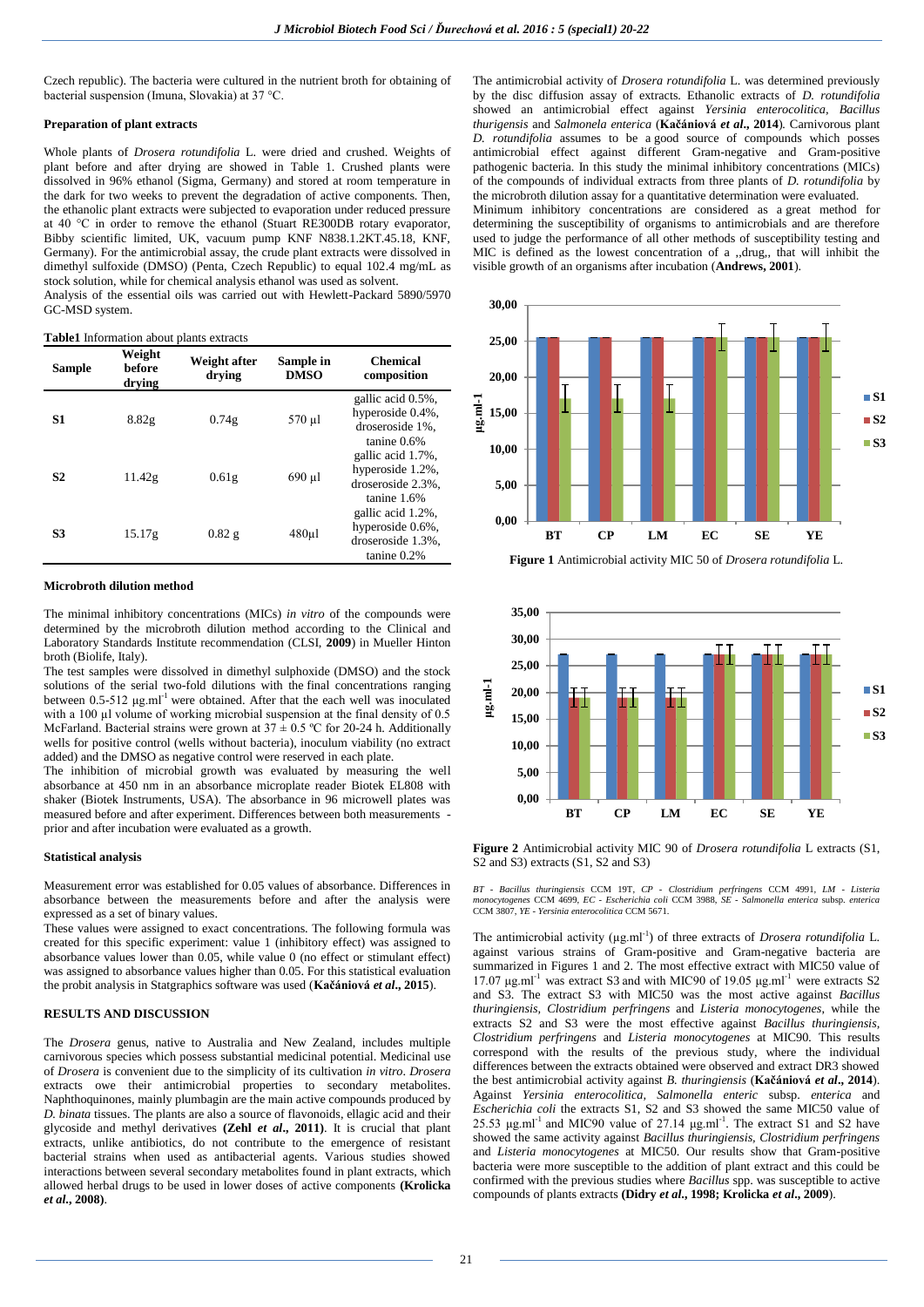Czech republic). The bacteria were cultured in the nutrient broth for obtaining of bacterial suspension (Imuna, Slovakia) at 37 °C.

#### Preparation of plant extracts

Whole plants of *Drosera rotundifolia* L. were dried and crushed. Weights of plant before and after drying are showed in Table 1. Crushed plants were dissolved in 96% ethanol (Sigma, Germany) and stored at room temperature in the dark for two weeks to prevent the degradation of active components. Then, the ethanolic plant extracts were subjected to evaporation under reduced pressure at 40 °C in order to remove the ethanol (Stuart RE300DB rotary evaporator, Bibby scientific limited, UK, vacuum pump KNF N838.1.2KT.45.18, KNF, Germany). For the antimicrobial assay, the crude plant extracts were dissolved in dimethyl sulfoxide (DMSO) (Penta, Czech Republic) to equal 102.4 mg/mL as stock solution, while for chemical analysis ethanol was used as solvent.
Analysis of the essential oils was carried out with Hewlett-Packard 5890/5970 GC-MSD system.

**Table1** Information about plants extracts

| Sample | Weight before drying | Weight after drying | Sample in DMSO | Chemical composition |
|---|---|---|---|---|
| S1 | 8.82g | 0.74g | 570 µl | gallic acid 0.5%, hyperoside 0.4%, droseroside 1%, tanine 0.6% |
| S2 | 11.42g | 0.61g | 690 µl | gallic acid 1.7%, hyperoside 1.2%, droseroside 2.3%, tanine 1.6% |
| S3 | 15.17g | 0.82 g | 480µl | gallic acid 1.2%, hyperoside 0.6%, droseroside 1.3%, tanine 0.2% |

#### Microbroth dilution method

The minimal inhibitory concentrations (MICs) *in vitro* of the compounds were determined by the microbroth dilution method according to the Clinical and Laboratory Standards Institute recommendation (CLSI, **2009**) in Mueller Hinton broth (Biolife, Italy).
The test samples were dissolved in dimethyl sulphoxide (DMSO) and the stock solutions of the serial two-fold dilutions with the final concentrations ranging between 0.5-512 µg.ml$^{-1}$ were obtained. After that the each well was inoculated with a 100 µl volume of working microbial suspension at the final density of 0.5 McFarland. Bacterial strains were grown at 37 ± 0.5 ºC for 20-24 h. Additionally wells for positive control (wells without bacteria), inoculum viability (no extract added) and the DMSO as negative control were reserved in each plate.
The inhibition of microbial growth was evaluated by measuring the well absorbance at 450 nm in an absorbance microplate reader Biotek EL808 with shaker (Biotek Instruments, USA). The absorbance in 96 microwell plates was measured before and after experiment. Differences between both measurements - prior and after incubation were evaluated as a growth.

#### Statistical analysis

Measurement error was established for 0.05 values of absorbance. Differences in absorbance between the measurements before and after the analysis were expressed as a set of binary values.
These values were assigned to exact concentrations. The following formula was created for this specific experiment: value 1 (inhibitory effect) was assigned to absorbance values lower than 0.05, while value 0 (no effect or stimulant effect) was assigned to absorbance values higher than 0.05. For this statistical evaluation the probit analysis in Statgraphics software was used (**Kačániová *et al*., 2015**).

## RESULTS AND DISCUSSION

The *Drosera* genus, native to Australia and New Zealand, includes multiple carnivorous species which possess substantial medicinal potential. Medicinal use of *Drosera* is convenient due to the simplicity of its cultivation *in vitro*. *Drosera* extracts owe their antimicrobial properties to secondary metabolites. Naphthoquinones, mainly plumbagin are the main active compounds produced by *D. binata* tissues. The plants are also a source of flavonoids, ellagic acid and their glycoside and methyl derivatives **(Zehl *et al*., 2011)**. It is crucial that plant extracts, unlike antibiotics, do not contribute to the emergence of resistant bacterial strains when used as antibacterial agents. Various studies showed interactions between several secondary metabolites found in plant extracts, which allowed herbal drugs to be used in lower doses of active components **(Krolicka *et al*., 2008)**.

The antimicrobial activity of *Drosera rotundifolia* L. was determined previously by the disc diffusion assay of extracts. Ethanolic extracts of *D. rotundifolia* showed an antimicrobial effect against *Yersinia enterocolitica, Bacillus thurigensis* and *Salmonela enterica* (**Kačániová *et al*., 2014**). Carnivorous plant *D. rotundifolia* assumes to be a good source of compounds which posses antimicrobial effect against different Gram-negative and Gram-positive pathogenic bacteria. In this study the minimal inhibitory concentrations (MICs) of the compounds of individual extracts from three plants of *D. rotundifolia* by the microbroth dilution assay for a quantitative determination were evaluated.
Minimum inhibitory concentrations are considered as a great method for determining the susceptibility of organisms to antimicrobials and are therefore used to judge the performance of all other methods of susceptibility testing and MIC is defined as the lowest concentration of a ,,drug,, that will inhibit the visible growth of an organisms after incubation (**Andrews, 2001**).

**Figure 1** Antimicrobial activity MIC 50 of *Drosera rotundifolia* L.

**Figure 2** Antimicrobial activity MIC 90 of *Drosera rotundifolia* L extracts (S1, S2 and S3) extracts (S1, S2 and S3)

*BT - Bacillus thuringiensis* CCM 19T, *CP - Clostridium perfringens* CCM 4991, *LM - Listeria monocytogenes* CCM 4699, *EC - Escherichia coli* CCM 3988, *SE - Salmonella enterica* subsp. *enterica* CCM 3807, *YE - Yersinia enterocolitica* CCM 5671.

The antimicrobial activity (µg.ml$^{-1}$) of three extracts of *Drosera rotundifolia* L. against various strains of Gram-positive and Gram-negative bacteria are summarized in Figures 1 and 2. The most effective extract with MIC50 value of 17.07 µg.ml$^{-1}$ was extract S3 and with MIC90 value of 19.05 µg.ml$^{-1}$ were extracts S2 and S3. The extract S3 with MIC50 was the most active against *Bacillus thuringiensis, Clostridium perfringens* and *Listeria monocytogenes*, while the extracts S2 and S3 were the most effective against *Bacillus thuringiensis, Clostridium perfringens* and *Listeria monocytogenes* at MIC90. This results correspond with the results of the previous study, where the individual differences between the extracts obtained were observed and extract DR3 showed the best antimicrobial activity against *B. thuringiensis* (**Kačániová *et al*., 2014**). Against *Yersinia enterocolitica, Salmonella enteric* subsp. *enterica* and *Escherichia coli* the extracts S1, S2 and S3 showed the same MIC50 value of 25.53 µg.ml$^{-1}$ and MIC90 value of 27.14 µg.ml$^{-1}$. The extract S1 and S2 have showed the same activity against *Bacillus thuringiensis, Clostridium perfringens* and *Listeria monocytogenes* at MIC50. Our results show that Gram-positive bacteria were more susceptible to the addition of plant extract and this could be confirmed with the previous studies where *Bacillus* spp. was susceptible to active compounds of plants extracts **(Didry *et al*., 1998; Krolicka *et al*., 2009)**.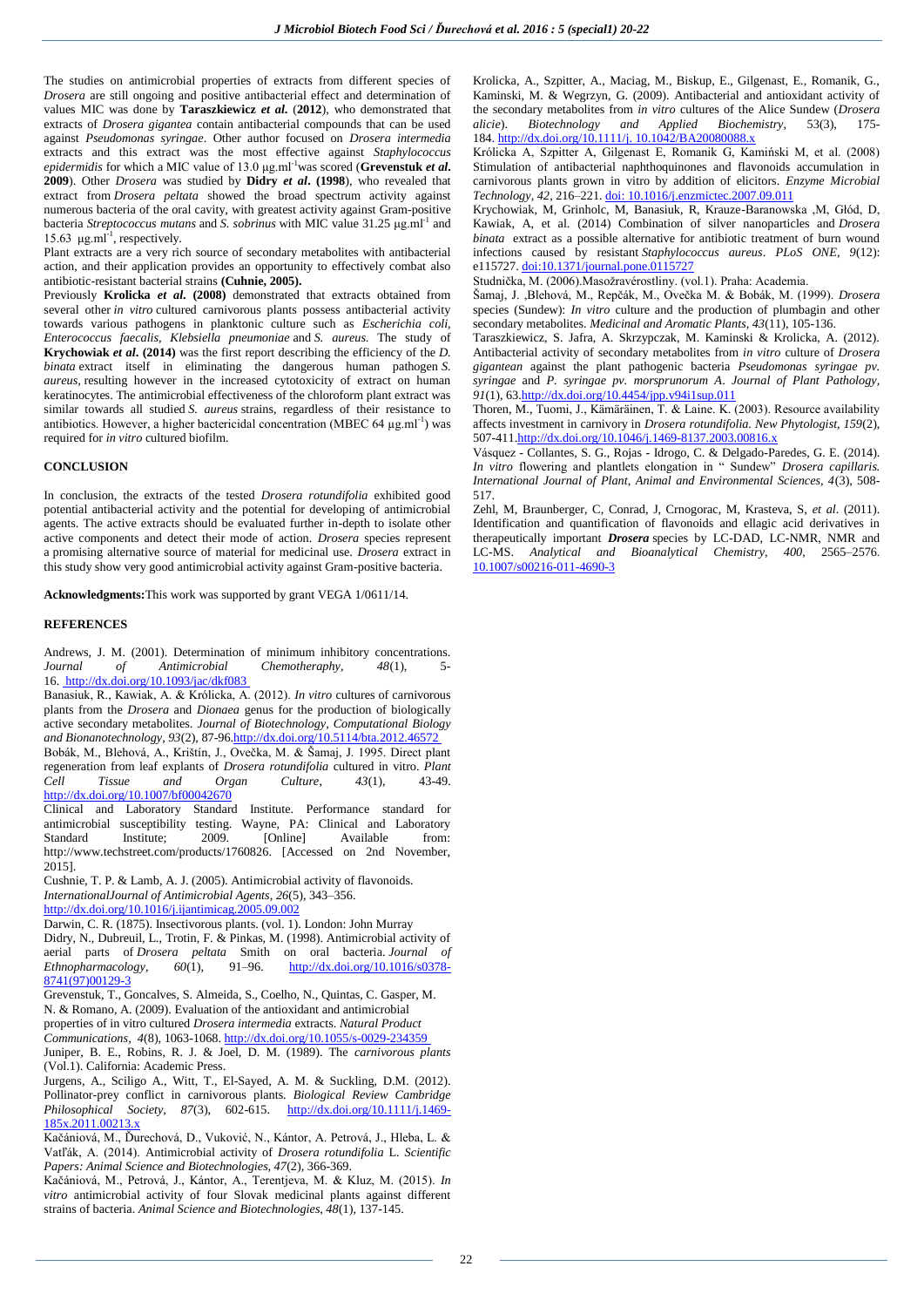The studies on antimicrobial properties of extracts from different species of *Drosera* are still ongoing and positive antibacterial effect and determination of values MIC was done by **Taraszkiewicz *et al.* (2012)**, who demonstrated that extracts of *Drosera gigantea* contain antibacterial compounds that can be used against *Pseudomonas syringae*. Other author focused on *Drosera intermedia* extracts and this extract was the most effective against *Staphylococcus epidermidis* for which a MIC value of 13.0 μg.ml$^{-1}$was scored (**Grevenstuk *et al*. 2009**). Other *Drosera* was studied by **Didry *et al*. (1998)**, who revealed that extract from *Drosera peltata* showed the broad spectrum activity against numerous bacteria of the oral cavity, with greatest activity against Gram-positive bacteria *Streptococcus mutans* and *S. sobrinus* with MIC value 31.25 μg.ml$^{-1}$ and 15.63 μg.ml$^{-1}$, respectively.

Plant extracts are a very rich source of secondary metabolites with antibacterial action, and their application provides an opportunity to effectively combat also antibiotic-resistant bacterial strains **(Cuhnie, 2005).**

Previously **Krolicka *et al.* (2008)** demonstrated that extracts obtained from several other *in vitro* cultured carnivorous plants possess antibacterial activity towards various pathogens in planktonic culture such as *Escherichia coli, Enterococcus faecalis, Klebsiella pneumoniae* and *S. aureus.* The study of **Krychowiak *et al*. (2014)** was the first report describing the efficiency of the *D. binata* extract itself in eliminating the dangerous human pathogen *S. aureus*, resulting however in the increased cytotoxicity of extract on human keratinocytes. The antimicrobial effectiveness of the chloroform plant extract was similar towards all studied *S. aureus* strains, regardless of their resistance to antibiotics. However, a higher bactericidal concentration (MBEC 64 μg.ml$^{-1}$) was required for *in vitro* cultured biofilm.

## CONCLUSION

In conclusion, the extracts of the tested *Drosera rotundifolia* exhibited good potential antibacterial activity and the potential for developing of antimicrobial agents. The active extracts should be evaluated further in-depth to isolate other active components and detect their mode of action. *Drosera* species represent a promising alternative source of material for medicinal use. *Drosera* extract in this study show very good antimicrobial activity against Gram-positive bacteria.

**Acknowledgments:**This work was supported by grant VEGA 1/0611/14.

## REFERENCES

Andrews, J. M. (2001). Determination of minimum inhibitory concentrations. *Journal of Antimicrobial Chemotheraphy*, *48*(1), 5-16. http://dx.doi.org/10.1093/jac/dkf083

Banasiuk, R., Kawiak, A. & Królicka, A. (2012). *In vitro* cultures of carnivorous plants from the *Drosera* and *Dionaea* genus for the production of biologically active secondary metabolites. *Journal of Biotechnology, Computational Biology and Bionanotechnology, 93*(2), 87-96.http://dx.doi.org/10.5114/bta.2012.46572

Bobák, M., Blehová, A., Krištín, J., Ovečka, M. & Šamaj, J. 1995. Direct plant regeneration from leaf explants of *Drosera rotundifolia* cultured in vitro. *Plant Cell Tissue and Organ Culture*, *43*(1), 43-49. http://dx.doi.org/10.1007/bf00042670

Clinical and Laboratory Standard Institute. Performance standard for antimicrobial susceptibility testing. Wayne, PA: Clinical and Laboratory Standard Institute; 2009. [Online] Available from: http://www.techstreet.com/products/1760826. [Accessed on 2nd November, 2015].

Cushnie, T. P. & Lamb, A. J. (2005). Antimicrobial activity of flavonoids. *InternationalJournal of Antimicrobial Agents, 26*(5), 343–356. http://dx.doi.org/10.1016/j.ijantimicag.2005.09.002

Darwin, C. R. (1875). Insectivorous plants. (vol. 1). London: John Murray

Didry, N., Dubreuil, L., Trotin, F. & Pinkas, M. (1998). Antimicrobial activity of aerial parts of *Drosera peltata* Smith on oral bacteria. *Journal of Ethnopharmacology, 60*(1), 91–96. http://dx.doi.org/10.1016/s0378-8741(97)00129-3

Grevenstuk, T., Goncalves, S. Almeida, S., Coelho, N., Quintas, C. Gasper, M. N. & Romano, A. (2009). Evaluation of the antioxidant and antimicrobial properties of in vitro cultured *Drosera intermedia* extracts. *Natural Product Communications, 4*(8), 1063-1068. http://dx.doi.org/10.1055/s-0029-234359

Juniper, B. E., Robins, R. J. & Joel, D. M. (1989). The *carnivorous plants* (Vol.1). California: Academic Press.

Jurgens, A., Sciligo A., Witt, T., El-Sayed, A. M. & Suckling, D.M. (2012). Pollinator-prey conflict in carnivorous plants. *Biological Review Cambridge Philosophical Society*, *87*(3), 602-615. http://dx.doi.org/10.1111/j.1469-185x.2011.00213.x

Kačániová, M., Ďurechová, D., Vuković, N., Kántor, A. Petrová, J., Hleba, L. & Vatľák, A. (2014). Antimicrobial activity of *Drosera rotundifolia* L. *Scientific Papers: Animal Science and Biotechnologies, 47*(2), 366-369.

Kačániová, M., Petrová, J., Kántor, A., Terentjeva, M. & Kluz, M. (2015). *In vitro* antimicrobial activity of four Slovak medicinal plants against different strains of bacteria. *Animal Science and Biotechnologies, 48*(1), 137-145.

Krolicka, A., Szpitter, A., Maciag, M., Biskup, E., Gilgenast, E., Romanik, G., Kaminski, M. & Wegrzyn, G. (2009). Antibacterial and antioxidant activity of the secondary metabolites from *in vitro* cultures of the Alice Sundew (*Drosera alicie*). *Biotechnology and Applied Biochemistry,* 53(3), 175-184. http://dx.doi.org/10.1111/j. 10.1042/BA20080088.x

Królicka A, Szpitter A, Gilgenast E, Romanik G, Kamiński M, et al. (2008) Stimulation of antibacterial naphthoquinones and flavonoids accumulation in carnivorous plants grown in vitro by addition of elicitors. *Enzyme Microbial Technology, 42*, 216–221. doi: 10.1016/j.enzmictec.2007.09.011

Krychowiak, M, Grinholc, M, Banasiuk, R, Krauze-Baranowska ,M, Głód, D, Kawiak, A, et al. (2014) Combination of silver nanoparticles and *Drosera binata* extract as a possible alternative for antibiotic treatment of burn wound infections caused by resistant *Staphylococcus aureus*. *PLoS ONE, 9*(12): e115727. doi:10.1371/journal.pone.0115727

Studnička, M. (2006).Masožravérostliny. (vol.1). Praha: Academia.

Šamaj, J. ,Blehová, M., Repčák, M., Ovečka M. & Bobák, M. (1999). *Drosera* species (Sundew): *In vitro* culture and the production of plumbagin and other secondary metabolites. *Medicinal and Aromatic Plants, 43*(11), 105-136.

Taraszkiewicz, S. Jafra, A. Skrzypczak, M. Kaminski & Krolicka, A. (2012). Antibacterial activity of secondary metabolites from *in vitro* culture of *Drosera gigantean* against the plant pathogenic bacteria *Pseudomonas syringae pv. syringae* and *P. syringae pv. morsprunorum A. Journal of Plant Pathology, 91*(1), 63.http://dx.doi.org/10.4454/jpp.v94i1sup.011

Thoren, M., Tuomi, J., Kämäräinen, T. & Laine. K. (2003). Resource availability affects investment in carnivory in *Drosera rotundifolia. New Phytologist, 159*(2), 507-411.http://dx.doi.org/10.1046/j.1469-8137.2003.00816.x

Vásquez - Collantes, S. G., Rojas - Idrogo, C. & Delgado-Paredes, G. E. (2014). *In vitro* flowering and plantlets elongation in " Sundew" *Drosera capillaris. International Journal of Plant, Animal and Environmental Sciences, 4*(3), 508-517.

Zehl, M, Braunberger, C, Conrad, J, Crnogorac, M, Krasteva, S, *et al*. (2011). Identification and quantification of flavonoids and ellagic acid derivatives in therapeutically important ***Drosera*** species by LC-DAD, LC-NMR, NMR and LC-MS. *Analytical and Bioanalytical Chemistry, 400*, 2565–2576. 10.1007/s00216-011-4690-3